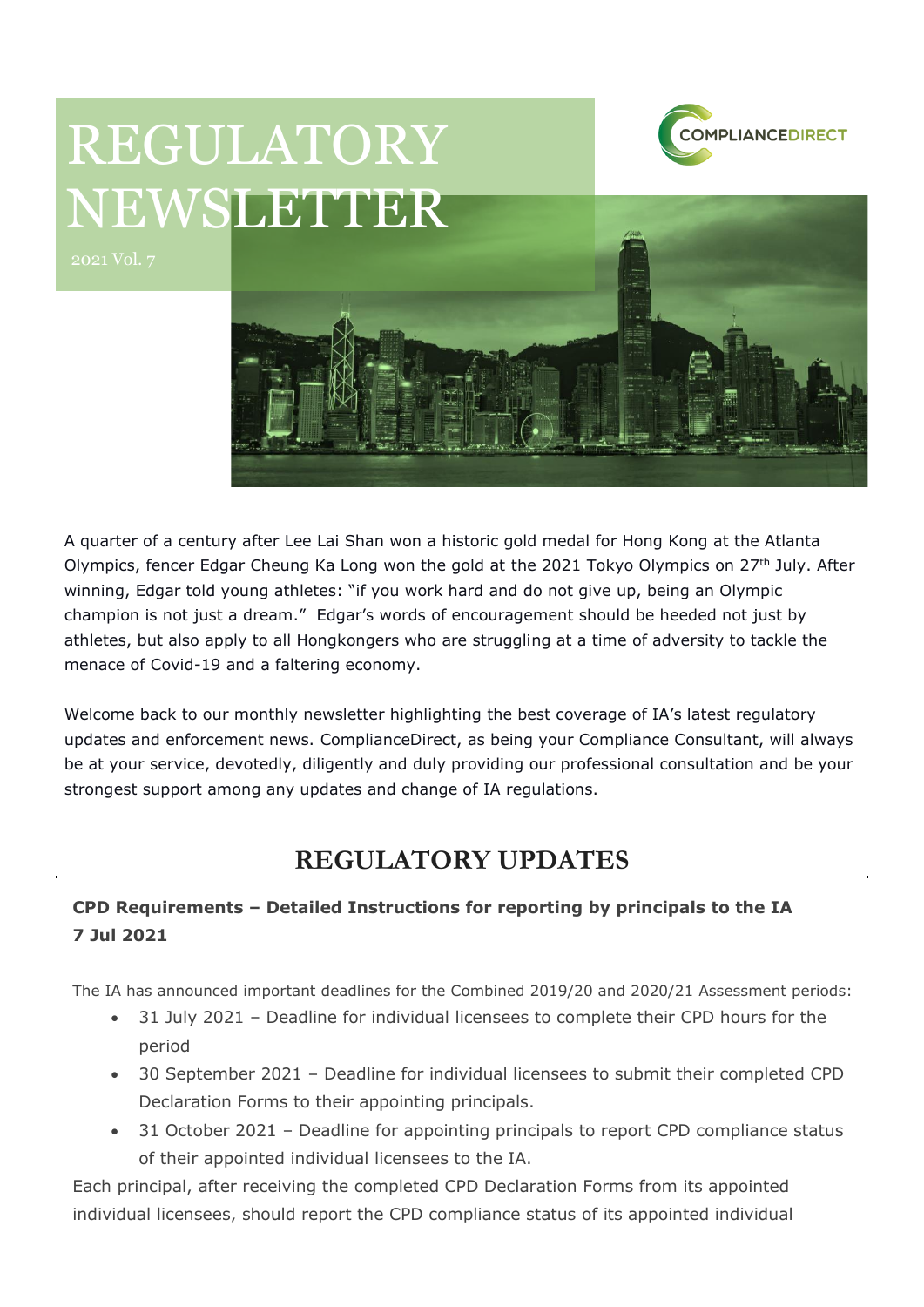# REGULATORY NEWSLETTER

2021 Vol. 7

A quarter of a century after Lee Lai Shan won a historic gold medal for Hong Kong at the Atlanta Olympics, fencer Edgar Cheung Ka Long won the gold at the 2021 Tokyo Olympics on 27th July. After winning, Edgar told young athletes: "if you work hard and do not give up, being an Olympic champion is not just a dream." Edgar's words of encouragement should be heeded not just by athletes, but also apply to all Hongkongers who are struggling at a time of adversity to tackle the menace of Covid-19 and a faltering economy.

Welcome back to our monthly newsletter highlighting the best coverage of IA's latest regulatory updates and enforcement news. ComplianceDirect, as being your Compliance Consultant, will always be at your service, devotedly, diligently and duly providing our professional consultation and be your strongest support among any updates and change of IA regulations.

## REGULATORY UPDATES

### CPD Requirements – Detailed Instructions for reporting by principals to the IA
**7 Jul 2021**

The IA has announced important deadlines for the Combined 2019/20 and 2020/21 Assessment periods:

- 31 July 2021 – Deadline for individual licensees to complete their CPD hours for the period
- 30 September 2021 – Deadline for individual licensees to submit their completed CPD Declaration Forms to their appointing principals.
- 31 October 2021 – Deadline for appointing principals to report CPD compliance status of their appointed individual licensees to the IA.

Each principal, after receiving the completed CPD Declaration Forms from its appointed individual licensees, should report the CPD compliance status of its appointed individual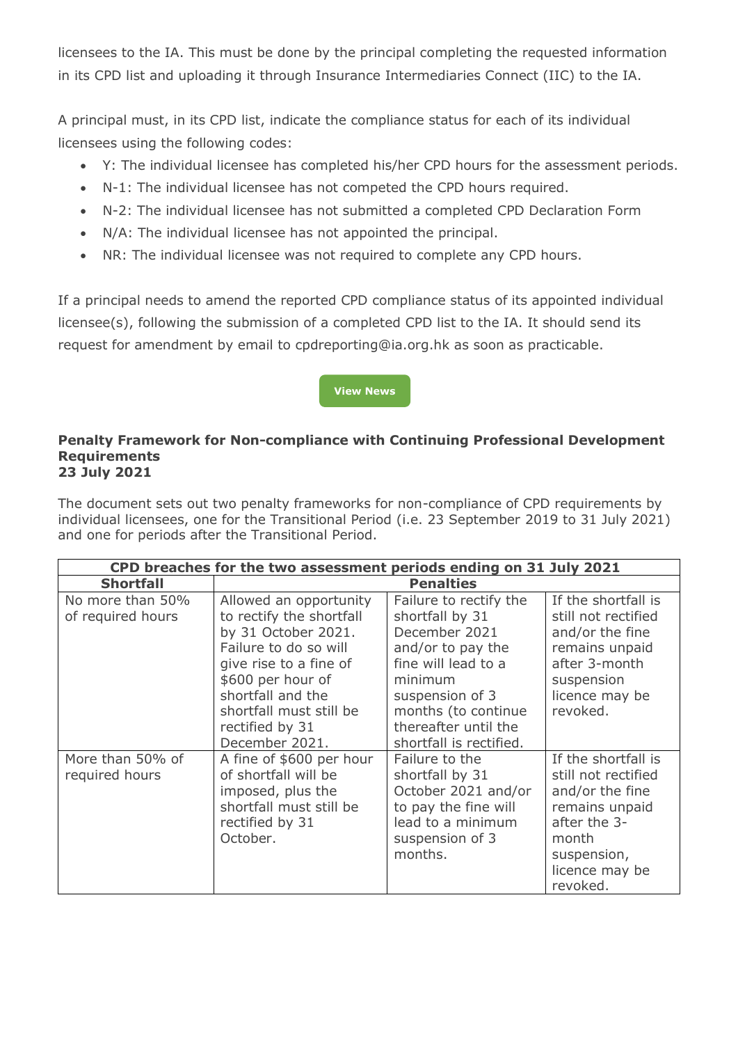licensees to the IA. This must be done by the principal completing the requested information in its CPD list and uploading it through Insurance Intermediaries Connect (IIC) to the IA.

A principal must, in its CPD list, indicate the compliance status for each of its individual licensees using the following codes:

- Y: The individual licensee has completed his/her CPD hours for the assessment periods.
- N-1: The individual licensee has not competed the CPD hours required.
- N-2: The individual licensee has not submitted a completed CPD Declaration Form
- N/A: The individual licensee has not appointed the principal.
- NR: The individual licensee was not required to complete any CPD hours.

If a principal needs to amend the reported CPD compliance status of its appointed individual licensee(s), following the submission of a completed CPD list to the IA. It should send its request for amendment by email to cpdreporting@ia.org.hk as soon as practicable.

View News

**Penalty Framework for Non-compliance with Continuing Professional Development Requirements**
**23 July 2021**

The document sets out two penalty frameworks for non-compliance of CPD requirements by individual licensees, one for the Transitional Period (i.e. 23 September 2019 to 31 July 2021) and one for periods after the Transitional Period.

| CPD breaches for the two assessment periods ending on 31 July 2021 | | | |
|---|---|---|---|
| **Shortfall** | **Penalties** | | |
| No more than 50% of required hours | Allowed an opportunity to rectify the shortfall by 31 October 2021. Failure to do so will give rise to a fine of $600 per hour of shortfall and the shortfall must still be rectified by 31 December 2021. | Failure to rectify the shortfall by 31 December 2021 and/or to pay the fine will lead to a minimum suspension of 3 months (to continue thereafter until the shortfall is rectified. | If the shortfall is still not rectified and/or the fine remains unpaid after 3-month suspension licence may be revoked. |
| More than 50% of required hours | A fine of $600 per hour of shortfall will be imposed, plus the shortfall must still be rectified by 31 October. | Failure to the shortfall by 31 October 2021 and/or to pay the fine will lead to a minimum suspension of 3 months. | If the shortfall is still not rectified and/or the fine remains unpaid after the 3-month suspension, licence may be revoked. |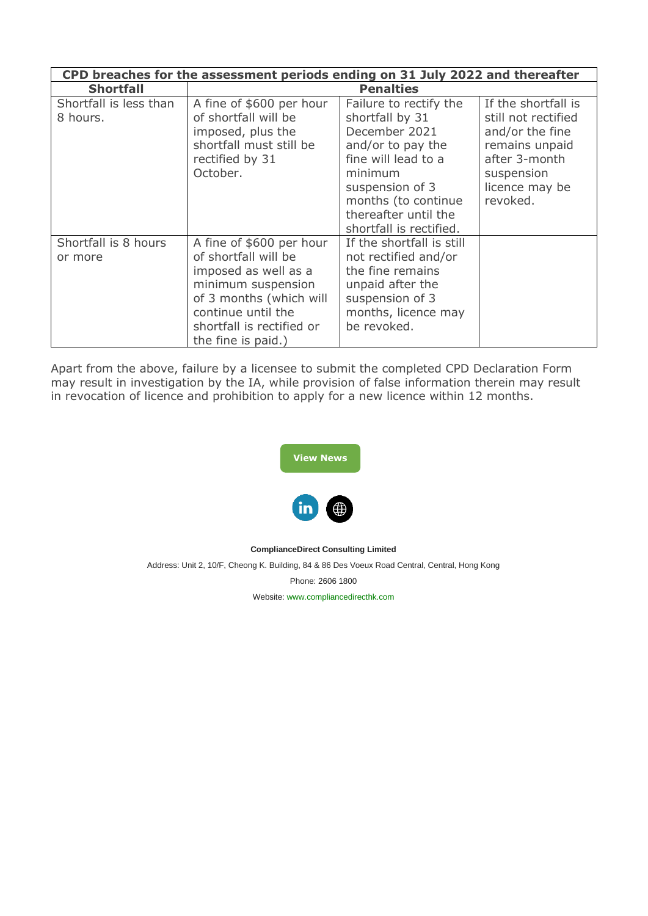| CPD breaches for the assessment periods ending on 31 July 2022 and thereafter | | | |
|---|---|---|---|
| **Shortfall** | **Penalties** | | |
| Shortfall is less than 8 hours. | A fine of $600 per hour of shortfall will be imposed, plus the shortfall must still be rectified by 31 October. | Failure to rectify the shortfall by 31 December 2021 and/or to pay the fine will lead to a minimum suspension of 3 months (to continue thereafter until the shortfall is rectified. | If the shortfall is still not rectified and/or the fine remains unpaid after 3-month suspension licence may be revoked. |
| Shortfall is 8 hours or more | A fine of $600 per hour of shortfall will be imposed as well as a minimum suspension of 3 months (which will continue until the shortfall is rectified or the fine is paid.) | If the shortfall is still not rectified and/or the fine remains unpaid after the suspension of 3 months, licence may be revoked. | |

Apart from the above, failure by a licensee to submit the completed CPD Declaration Form may result in investigation by the IA, while provision of false information therein may result in revocation of licence and prohibition to apply for a new licence within 12 months.

View News

**ComplianceDirect Consulting Limited**

Address: Unit 2, 10/F, Cheong K. Building, 84 & 86 Des Voeux Road Central, Central, Hong Kong

Phone: 2606 1800

Website: www.compliancedirecthk.com